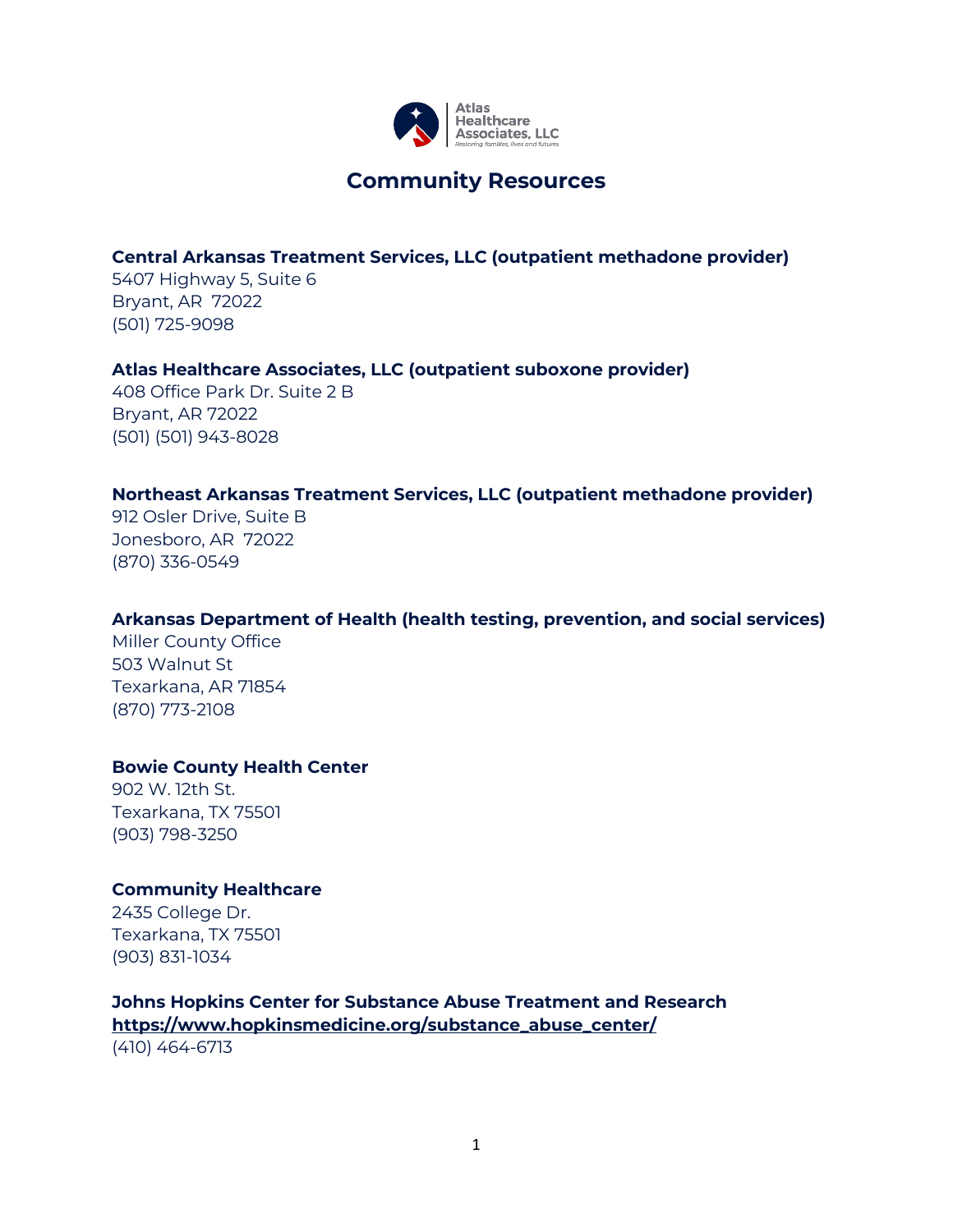Atlas Healthcare Associates, LLC
*Restoring families, lives and futures*

# Community Resources

**Central Arkansas Treatment Services, LLC (outpatient methadone provider)**
5407 Highway 5, Suite 6
Bryant, AR 72022
(501) 725-9098

**Atlas Healthcare Associates, LLC (outpatient suboxone provider)**
408 Office Park Dr. Suite 2 B
Bryant, AR 72022
(501) (501) 943-8028

**Northeast Arkansas Treatment Services, LLC (outpatient methadone provider)**
912 Osler Drive, Suite B
Jonesboro, AR 72022
(870) 336-0549

**Arkansas Department of Health (health testing, prevention, and social services)**
Miller County Office
503 Walnut St
Texarkana, AR 71854
(870) 773-2108

**Bowie County Health Center**
902 W. 12th St.
Texarkana, TX 75501
(903) 798-3250

**Community Healthcare**
2435 College Dr.
Texarkana, TX 75501
(903) 831-1034

**Johns Hopkins Center for Substance Abuse Treatment and Research**
**https://www.hopkinsmedicine.org/substance_abuse_center/**
(410) 464-6713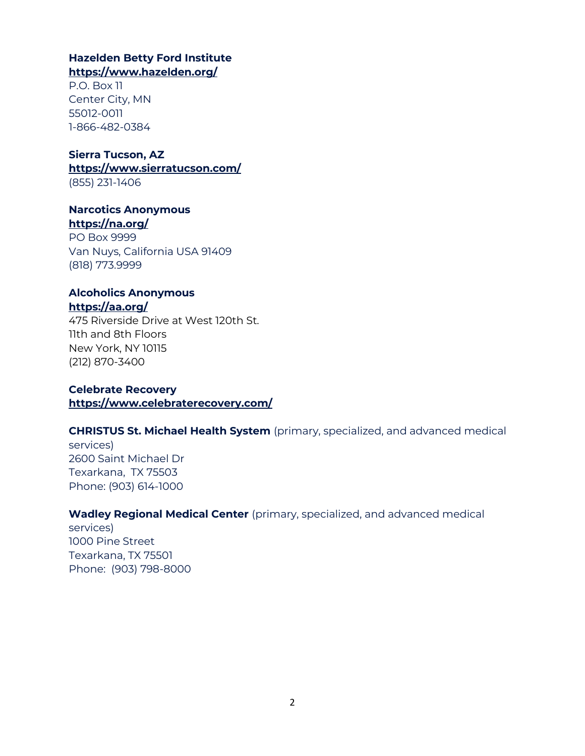**Hazelden Betty Ford Institute**
**https://www.hazelden.org/**
P.O. Box 11
Center City, MN
55012-0011
1-866-482-0384

**Sierra Tucson, AZ**
**https://www.sierratucson.com/**
(855) 231-1406

**Narcotics Anonymous**
**https://na.org/**
PO Box 9999
Van Nuys, California USA 91409
(818) 773.9999

**Alcoholics Anonymous**
**https://aa.org/**
475 Riverside Drive at West 120th St.
11th and 8th Floors
New York, NY 10115
(212) 870-3400

**Celebrate Recovery**
**https://www.celebraterecovery.com/**

**CHRISTUS St. Michael Health System** (primary, specialized, and advanced medical services)
2600 Saint Michael Dr
Texarkana, TX 75503
Phone: (903) 614-1000

**Wadley Regional Medical Center** (primary, specialized, and advanced medical services)
1000 Pine Street
Texarkana, TX 75501
Phone: (903) 798-8000